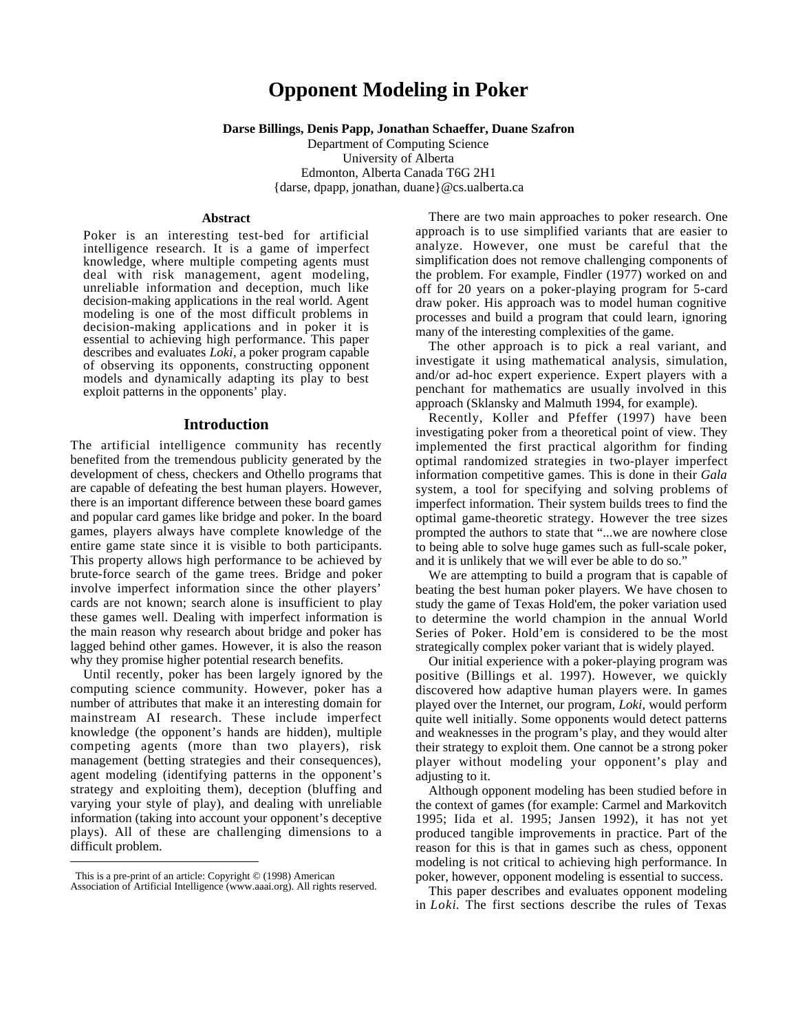# Opponent Modeling in Poker

**Darse Billings, Denis Papp, Jonathan Schaeffer, Duane Szafron**

Department of Computing Science
University of Alberta
Edmonton, Alberta Canada T6G 2H1
{darse, dpapp, jonathan, duane}@cs.ualberta.ca

### Abstract

Poker is an interesting test-bed for artificial intelligence research. It is a game of imperfect knowledge, where multiple competing agents must deal with risk management, agent modeling, unreliable information and deception, much like decision-making applications in the real world. Agent modeling is one of the most difficult problems in decision-making applications and in poker it is essential to achieving high performance. This paper describes and evaluates *Loki*, a poker program capable of observing its opponents, constructing opponent models and dynamically adapting its play to best exploit patterns in the opponents' play.

## Introduction

The artificial intelligence community has recently benefited from the tremendous publicity generated by the development of chess, checkers and Othello programs that are capable of defeating the best human players. However, there is an important difference between these board games and popular card games like bridge and poker. In the board games, players always have complete knowledge of the entire game state since it is visible to both participants. This property allows high performance to be achieved by brute-force search of the game trees. Bridge and poker involve imperfect information since the other players' cards are not known; search alone is insufficient to play these games well. Dealing with imperfect information is the main reason why research about bridge and poker has lagged behind other games. However, it is also the reason why they promise higher potential research benefits.

Until recently, poker has been largely ignored by the computing science community. However, poker has a number of attributes that make it an interesting domain for mainstream AI research. These include imperfect knowledge (the opponent's hands are hidden), multiple competing agents (more than two players), risk management (betting strategies and their consequences), agent modeling (identifying patterns in the opponent's strategy and exploiting them), deception (bluffing and varying your style of play), and dealing with unreliable information (taking into account your opponent's deceptive plays). All of these are challenging dimensions to a difficult problem.

There are two main approaches to poker research. One approach is to use simplified variants that are easier to analyze. However, one must be careful that the simplification does not remove challenging components of the problem. For example, Findler (1977) worked on and off for 20 years on a poker-playing program for 5-card draw poker. His approach was to model human cognitive processes and build a program that could learn, ignoring many of the interesting complexities of the game.

The other approach is to pick a real variant, and investigate it using mathematical analysis, simulation, and/or ad-hoc expert experience. Expert players with a penchant for mathematics are usually involved in this approach (Sklansky and Malmuth 1994, for example).

Recently, Koller and Pfeffer (1997) have been investigating poker from a theoretical point of view. They implemented the first practical algorithm for finding optimal randomized strategies in two-player imperfect information competitive games. This is done in their *Gala* system, a tool for specifying and solving problems of imperfect information. Their system builds trees to find the optimal game-theoretic strategy. However the tree sizes prompted the authors to state that "...we are nowhere close to being able to solve huge games such as full-scale poker, and it is unlikely that we will ever be able to do so."

We are attempting to build a program that is capable of beating the best human poker players. We have chosen to study the game of Texas Hold'em, the poker variation used to determine the world champion in the annual World Series of Poker. Hold'em is considered to be the most strategically complex poker variant that is widely played.

Our initial experience with a poker-playing program was positive (Billings et al. 1997). However, we quickly discovered how adaptive human players were. In games played over the Internet, our program, *Loki*, would perform quite well initially. Some opponents would detect patterns and weaknesses in the program's play, and they would alter their strategy to exploit them. One cannot be a strong poker player without modeling your opponent's play and adjusting to it.

Although opponent modeling has been studied before in the context of games (for example: Carmel and Markovitch 1995; Iida et al. 1995; Jansen 1992), it has not yet produced tangible improvements in practice. Part of the reason for this is that in games such as chess, opponent modeling is not critical to achieving high performance. In poker, however, opponent modeling is essential to success.

This paper describes and evaluates opponent modeling in *Loki*. The first sections describe the rules of Texas

---

This is a pre-print of an article: Copyright © (1998) American Association of Artificial Intelligence (www.aaai.org). All rights reserved.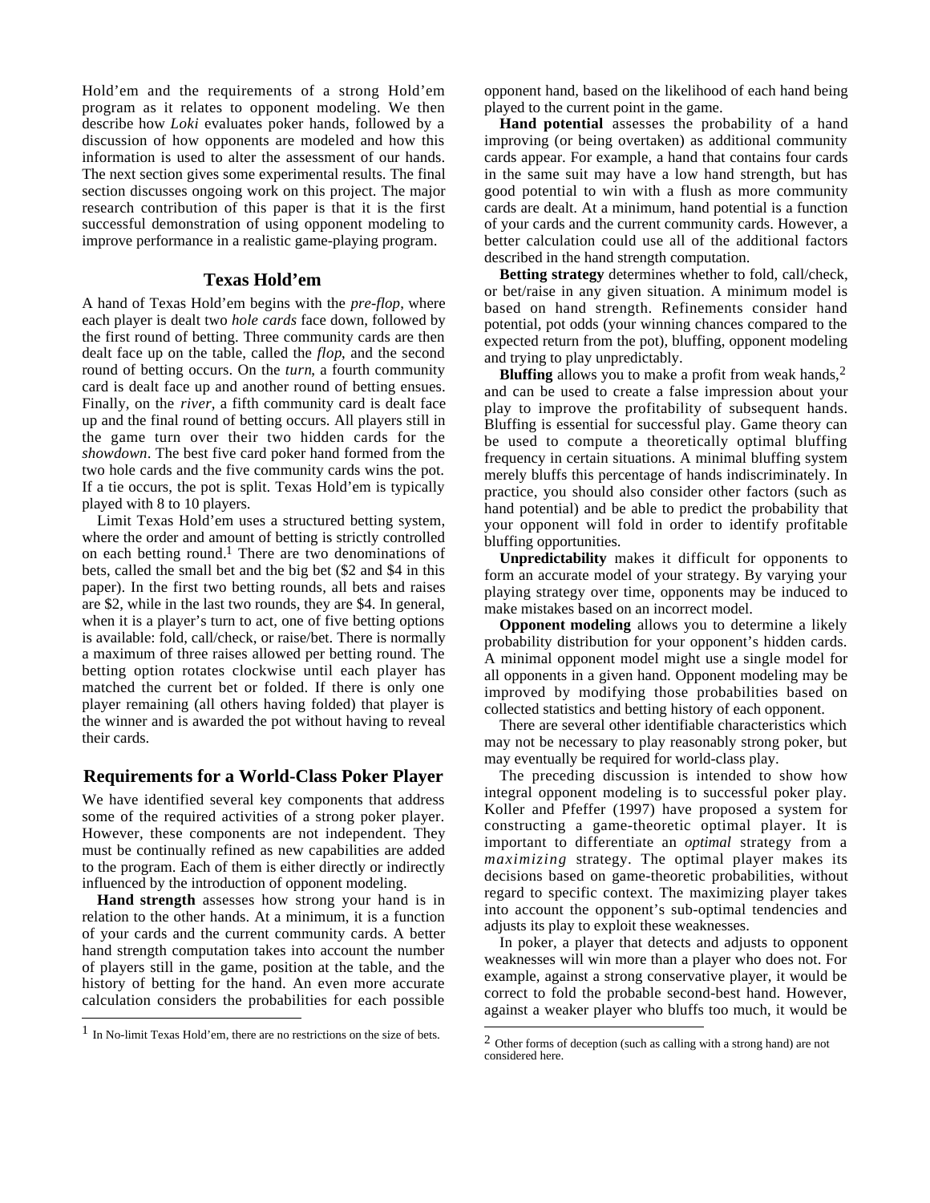Hold'em and the requirements of a strong Hold'em program as it relates to opponent modeling. We then describe how *Loki* evaluates poker hands, followed by a discussion of how opponents are modeled and how this information is used to alter the assessment of our hands. The next section gives some experimental results. The final section discusses ongoing work on this project. The major research contribution of this paper is that it is the first successful demonstration of using opponent modeling to improve performance in a realistic game-playing program.

## Texas Hold'em

A hand of Texas Hold'em begins with the *pre-flop*, where each player is dealt two *hole cards* face down, followed by the first round of betting. Three community cards are then dealt face up on the table, called the *flop*, and the second round of betting occurs. On the *turn*, a fourth community card is dealt face up and another round of betting ensues. Finally, on the *river*, a fifth community card is dealt face up and the final round of betting occurs. All players still in the game turn over their two hidden cards for the *showdown*. The best five card poker hand formed from the two hole cards and the five community cards wins the pot. If a tie occurs, the pot is split. Texas Hold'em is typically played with 8 to 10 players.

Limit Texas Hold'em uses a structured betting system, where the order and amount of betting is strictly controlled on each betting round.[1] There are two denominations of bets, called the small bet and the big bet ($2 and $4 in this paper). In the first two betting rounds, all bets and raises are $2, while in the last two rounds, they are $4. In general, when it is a player's turn to act, one of five betting options is available: fold, call/check, or raise/bet. There is normally a maximum of three raises allowed per betting round. The betting option rotates clockwise until each player has matched the current bet or folded. If there is only one player remaining (all others having folded) that player is the winner and is awarded the pot without having to reveal their cards.

## Requirements for a World-Class Poker Player

We have identified several key components that address some of the required activities of a strong poker player. However, these components are not independent. They must be continually refined as new capabilities are added to the program. Each of them is either directly or indirectly influenced by the introduction of opponent modeling.

**Hand strength** assesses how strong your hand is in relation to the other hands. At a minimum, it is a function of your cards and the current community cards. A better hand strength computation takes into account the number of players still in the game, position at the table, and the history of betting for the hand. An even more accurate calculation considers the probabilities for each possible opponent hand, based on the likelihood of each hand being played to the current point in the game.

**Hand potential** assesses the probability of a hand improving (or being overtaken) as additional community cards appear. For example, a hand that contains four cards in the same suit may have a low hand strength, but has good potential to win with a flush as more community cards are dealt. At a minimum, hand potential is a function of your cards and the current community cards. However, a better calculation could use all of the additional factors described in the hand strength computation.

**Betting strategy** determines whether to fold, call/check, or bet/raise in any given situation. A minimum model is based on hand strength. Refinements consider hand potential, pot odds (your winning chances compared to the expected return from the pot), bluffing, opponent modeling and trying to play unpredictably.

**Bluffing** allows you to make a profit from weak hands,[2] and can be used to create a false impression about your play to improve the profitability of subsequent hands. Bluffing is essential for successful play. Game theory can be used to compute a theoretically optimal bluffing frequency in certain situations. A minimal bluffing system merely bluffs this percentage of hands indiscriminately. In practice, you should also consider other factors (such as hand potential) and be able to predict the probability that your opponent will fold in order to identify profitable bluffing opportunities.

**Unpredictability** makes it difficult for opponents to form an accurate model of your strategy. By varying your playing strategy over time, opponents may be induced to make mistakes based on an incorrect model.

**Opponent modeling** allows you to determine a likely probability distribution for your opponent's hidden cards. A minimal opponent model might use a single model for all opponents in a given hand. Opponent modeling may be improved by modifying those probabilities based on collected statistics and betting history of each opponent.

There are several other identifiable characteristics which may not be necessary to play reasonably strong poker, but may eventually be required for world-class play.

The preceding discussion is intended to show how integral opponent modeling is to successful poker play. Koller and Pfeffer (1997) have proposed a system for constructing a game-theoretic optimal player. It is important to differentiate an *optimal* strategy from a *maximizing* strategy. The optimal player makes its decisions based on game-theoretic probabilities, without regard to specific context. The maximizing player takes into account the opponent's sub-optimal tendencies and adjusts its play to exploit these weaknesses.

In poker, a player that detects and adjusts to opponent weaknesses will win more than a player who does not. For example, against a strong conservative player, it would be correct to fold the probable second-best hand. However, against a weaker player who bluffs too much, it would be

---

[1] In No-limit Texas Hold'em, there are no restrictions on the size of bets.

[2] Other forms of deception (such as calling with a strong hand) are not considered here.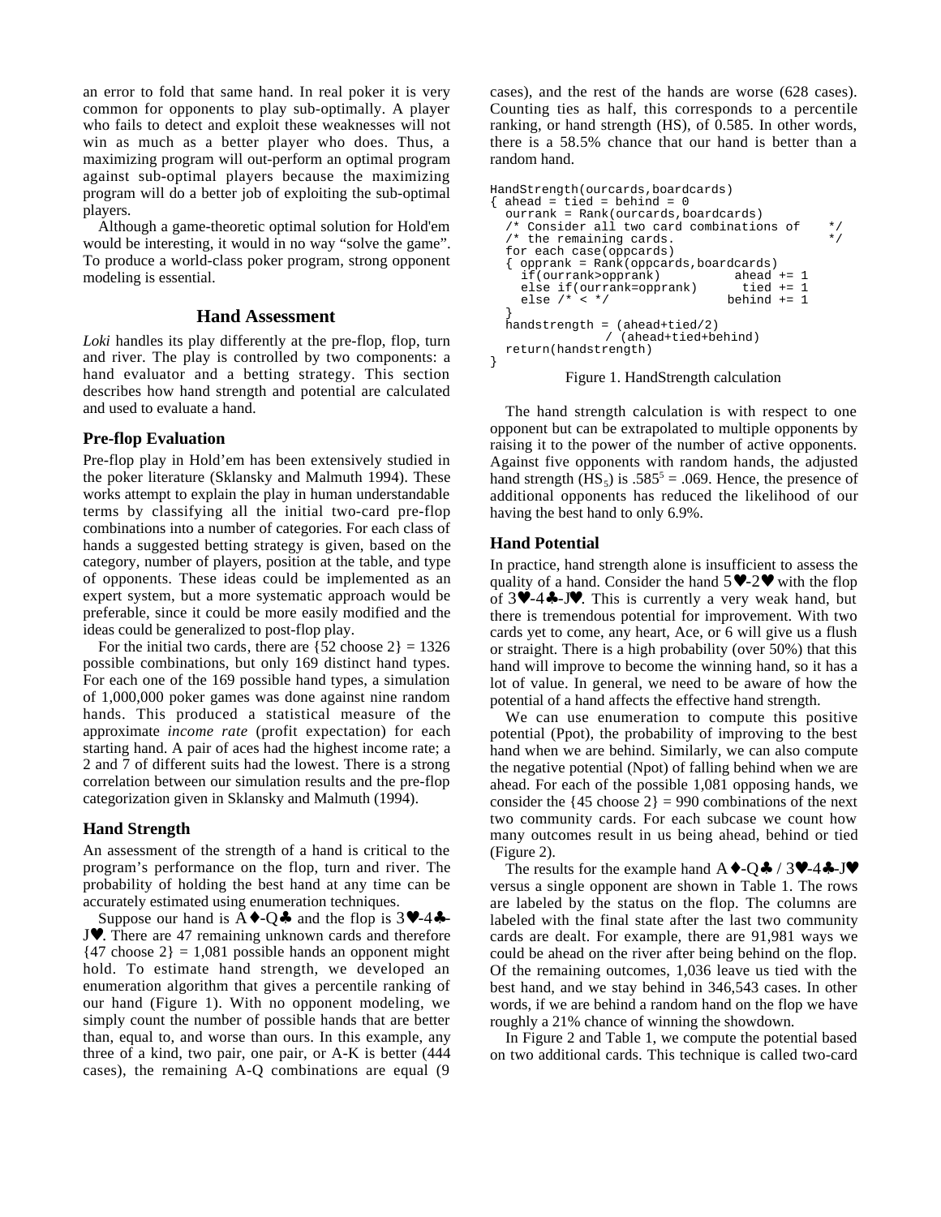an error to fold that same hand. In real poker it is very common for opponents to play sub-optimally. A player who fails to detect and exploit these weaknesses will not win as much as a better player who does. Thus, a maximizing program will out-perform an optimal program against sub-optimal players because the maximizing program will do a better job of exploiting the sub-optimal players.

Although a game-theoretic optimal solution for Hold'em would be interesting, it would in no way "solve the game". To produce a world-class poker program, strong opponent modeling is essential.

## Hand Assessment

*Loki* handles its play differently at the pre-flop, flop, turn and river. The play is controlled by two components: a hand evaluator and a betting strategy. This section describes how hand strength and potential are calculated and used to evaluate a hand.

### Pre-flop Evaluation

Pre-flop play in Hold'em has been extensively studied in the poker literature (Sklansky and Malmuth 1994). These works attempt to explain the play in human understandable terms by classifying all the initial two-card pre-flop combinations into a number of categories. For each class of hands a suggested betting strategy is given, based on the category, number of players, position at the table, and type of opponents. These ideas could be implemented as an expert system, but a more systematic approach would be preferable, since it could be more easily modified and the ideas could be generalized to post-flop play.

For the initial two cards, there are {52 choose 2} = 1326 possible combinations, but only 169 distinct hand types. For each one of the 169 possible hand types, a simulation of 1,000,000 poker games was done against nine random hands. This produced a statistical measure of the approximate *income rate* (profit expectation) for each starting hand. A pair of aces had the highest income rate; a 2 and 7 of different suits had the lowest. There is a strong correlation between our simulation results and the pre-flop categorization given in Sklansky and Malmuth (1994).

### Hand Strength

An assessment of the strength of a hand is critical to the program's performance on the flop, turn and river. The probability of holding the best hand at any time can be accurately estimated using enumeration techniques.

Suppose our hand is A♦-Q♣ and the flop is 3♥-4♣-J♥. There are 47 remaining unknown cards and therefore {47 choose 2} = 1,081 possible hands an opponent might hold. To estimate hand strength, we developed an enumeration algorithm that gives a percentile ranking of our hand (Figure 1). With no opponent modeling, we simply count the number of possible hands that are better than, equal to, and worse than ours. In this example, any three of a kind, two pair, one pair, or A-K is better (444 cases), the remaining A-Q combinations are equal (9 cases), and the rest of the hands are worse (628 cases). Counting ties as half, this corresponds to a percentile ranking, or hand strength (HS), of 0.585. In other words, there is a 58.5% chance that our hand is better than a random hand.

```
HandStrength(ourcards,boardcards)
{ ahead = tied = behind = 0
  ourrank = Rank(ourcards,boardcards)
  /* Consider all two card combinations of    */
  /* the remaining cards.                     */
  for each case(oppcards)
  { opprank = Rank(oppcards,boardcards)
    if(ourrank>opprank)          ahead += 1
    else if(ourrank=opprank)      tied += 1
    else /* < */                behind += 1
  }
  handstrength = (ahead+tied/2)
               / (ahead+tied+behind)
  return(handstrength)
}
```

Figure 1. HandStrength calculation

The hand strength calculation is with respect to one opponent but can be extrapolated to multiple opponents by raising it to the power of the number of active opponents. Against five opponents with random hands, the adjusted hand strength ($HS_5$) is $.585^5 = .069$. Hence, the presence of additional opponents has reduced the likelihood of our having the best hand to only 6.9%.

### Hand Potential

In practice, hand strength alone is insufficient to assess the quality of a hand. Consider the hand 5♥-2♥ with the flop of 3♥-4♣-J♥. This is currently a very weak hand, but there is tremendous potential for improvement. With two cards yet to come, any heart, Ace, or 6 will give us a flush or straight. There is a high probability (over 50%) that this hand will improve to become the winning hand, so it has a lot of value. In general, we need to be aware of how the potential of a hand affects the effective hand strength.

We can use enumeration to compute this positive potential (Ppot), the probability of improving to the best hand when we are behind. Similarly, we can also compute the negative potential (Npot) of falling behind when we are ahead. For each of the possible 1,081 opposing hands, we consider the {45 choose 2} = 990 combinations of the next two community cards. For each subcase we count how many outcomes result in us being ahead, behind or tied (Figure 2).

The results for the example hand A♦-Q♣ / 3♥-4♣-J♥ versus a single opponent are shown in Table 1. The rows are labeled by the status on the flop. The columns are labeled with the final state after the last two community cards are dealt. For example, there are 91,981 ways we could be ahead on the river after being behind on the flop. Of the remaining outcomes, 1,036 leave us tied with the best hand, and we stay behind in 346,543 cases. In other words, if we are behind a random hand on the flop we have roughly a 21% chance of winning the showdown.

In Figure 2 and Table 1, we compute the potential based on two additional cards. This technique is called two-card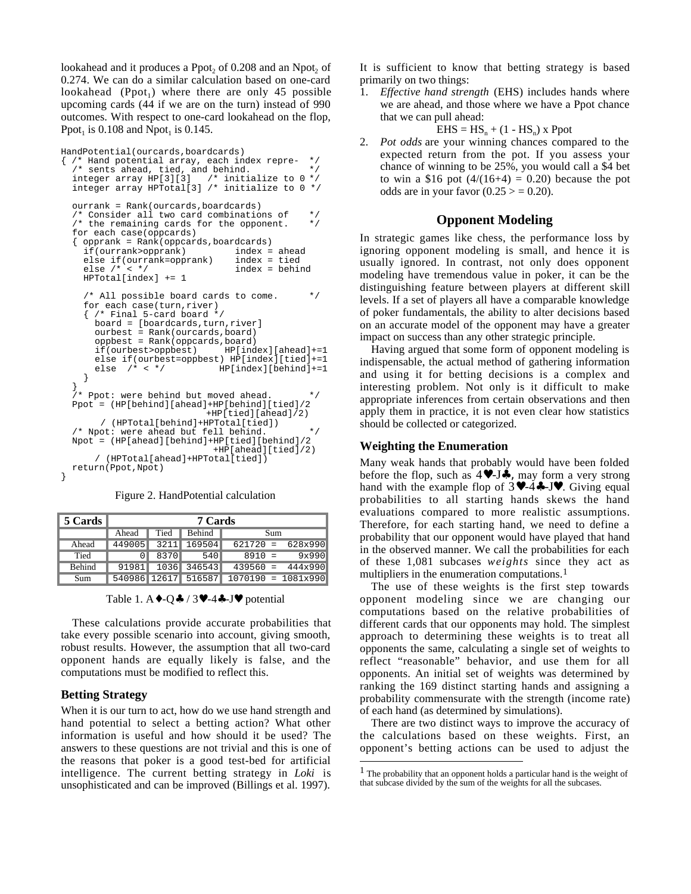lookahead and it produces a $Ppot_2$ of 0.208 and an $Npot_2$ of 0.274. We can do a similar calculation based on one-card lookahead ($Ppot_1$) where there are only 45 possible upcoming cards (44 if we are on the turn) instead of 990 outcomes. With respect to one-card lookahead on the flop, $Ppot_1$ is 0.108 and $Npot_1$ is 0.145.

```
HandPotential(ourcards,boardcards)
{ /* Hand potential array, each index repre-  */
  /* sents ahead, tied, and behind.            */
  integer array HP[3][3]   /* initialize to 0 */
  integer array HPTotal[3] /* initialize to 0 */

  ourrank = Rank(ourcards,boardcards)
  /* Consider all two card combinations of     */
  /* the remaining cards for the opponent.     */
  for each case(oppcards)
  { opprank = Rank(oppcards,boardcards)
    if(ourrank>opprank)         index = ahead
    else if(ourrank=opprank)    index = tied
    else /* < */                index = behind
    HPTotal[index] += 1

    /* All possible board cards to come.       */
    for each case(turn,river)
    { /* Final 5-card board */
      board = [boardcards,turn,river]
      ourbest = Rank(ourcards,board)
      oppbest = Rank(oppcards,board)
      if(ourbest>oppbest)     HP[index][ahead]+=1
      else if(ourbest=oppbest) HP[index][tied]+=1
      else  /* < */           HP[index][behind]+=1
    }
  }
  /* Ppot: were behind but moved ahead.        */
  Ppot = (HP[behind][ahead]+HP[behind][tied]/2
                            +HP[tied][ahead]/2)
       / (HPTotal[behind]+HPTotal[tied])
  /* Npot: were ahead but fell behind.         */
  Npot = (HP[ahead][behind]+HP[tied][behind]/2
                            +HP[ahead][tied]/2)
       / (HPTotal[ahead]+HPTotal[tied])
  return(Ppot,Npot)
}
```

Figure 2. HandPotential calculation

| 5 Cards | 7 Cards | | | |
|---|---|---|---|---|
| | Ahead | Tied | Behind | Sum |
| Ahead | 449005 | 3211 | 169504 | 621720 = 628x990 |
| Tied | 0 | 8370 | 540 | 8910 = 9x990 |
| Behind | 91981 | 1036 | 346543 | 439560 = 444x990 |
| Sum | 540986 | 12617 | 516587 | 1070190 = 1081x990 |

Table 1. A♦-Q♣ / 3♥-4♣-J♥ potential

These calculations provide accurate probabilities that take every possible scenario into account, giving smooth, robust results. However, the assumption that all two-card opponent hands are equally likely is false, and the computations must be modified to reflect this.

### Betting Strategy

When it is our turn to act, how do we use hand strength and hand potential to select a betting action? What other information is useful and how should it be used? The answers to these questions are not trivial and this is one of the reasons that poker is a good test-bed for artificial intelligence. The current betting strategy in *Loki* is unsophisticated and can be improved (Billings et al. 1997).

It is sufficient to know that betting strategy is based primarily on two things:

1. *Effective hand strength* (EHS) includes hands where we are ahead, and those where we have a Ppot chance that we can pull ahead:

$$EHS = HS_n + (1 - HS_n) \times Ppot$$

2. *Pot odds* are your winning chances compared to the expected return from the pot. If you assess your chance of winning to be 25%, you would call a \$4 bet to win a \$16 pot ($4/(16+4) = 0.20$) because the pot odds are in your favor ($0.25 >= 0.20$).

## Opponent Modeling

In strategic games like chess, the performance loss by ignoring opponent modeling is small, and hence it is usually ignored. In contrast, not only does opponent modeling have tremendous value in poker, it can be the distinguishing feature between players at different skill levels. If a set of players all have a comparable knowledge of poker fundamentals, the ability to alter decisions based on an accurate model of the opponent may have a greater impact on success than any other strategic principle.

Having argued that some form of opponent modeling is indispensable, the actual method of gathering information and using it for betting decisions is a complex and interesting problem. Not only is it difficult to make appropriate inferences from certain observations and then apply them in practice, it is not even clear how statistics should be collected or categorized.

### Weighting the Enumeration

Many weak hands that probably would have been folded before the flop, such as 4♥-J♣, may form a very strong hand with the example flop of 3♥-4♣-J♥. Giving equal probabilities to all starting hands skews the hand evaluations compared to more realistic assumptions. Therefore, for each starting hand, we need to define a probability that our opponent would have played that hand in the observed manner. We call the probabilities for each of these 1,081 subcases *weights* since they act as multipliers in the enumeration computations.[1]

The use of these weights is the first step towards opponent modeling since we are changing our computations based on the relative probabilities of different cards that our opponents may hold. The simplest approach to determining these weights is to treat all opponents the same, calculating a single set of weights to reflect "reasonable" behavior, and use them for all opponents. An initial set of weights was determined by ranking the 169 distinct starting hands and assigning a probability commensurate with the strength (income rate) of each hand (as determined by simulations).

There are two distinct ways to improve the accuracy of the calculations based on these weights. First, an opponent's betting actions can be used to adjust the

[1] The probability that an opponent holds a particular hand is the weight of that subcase divided by the sum of the weights for all the subcases.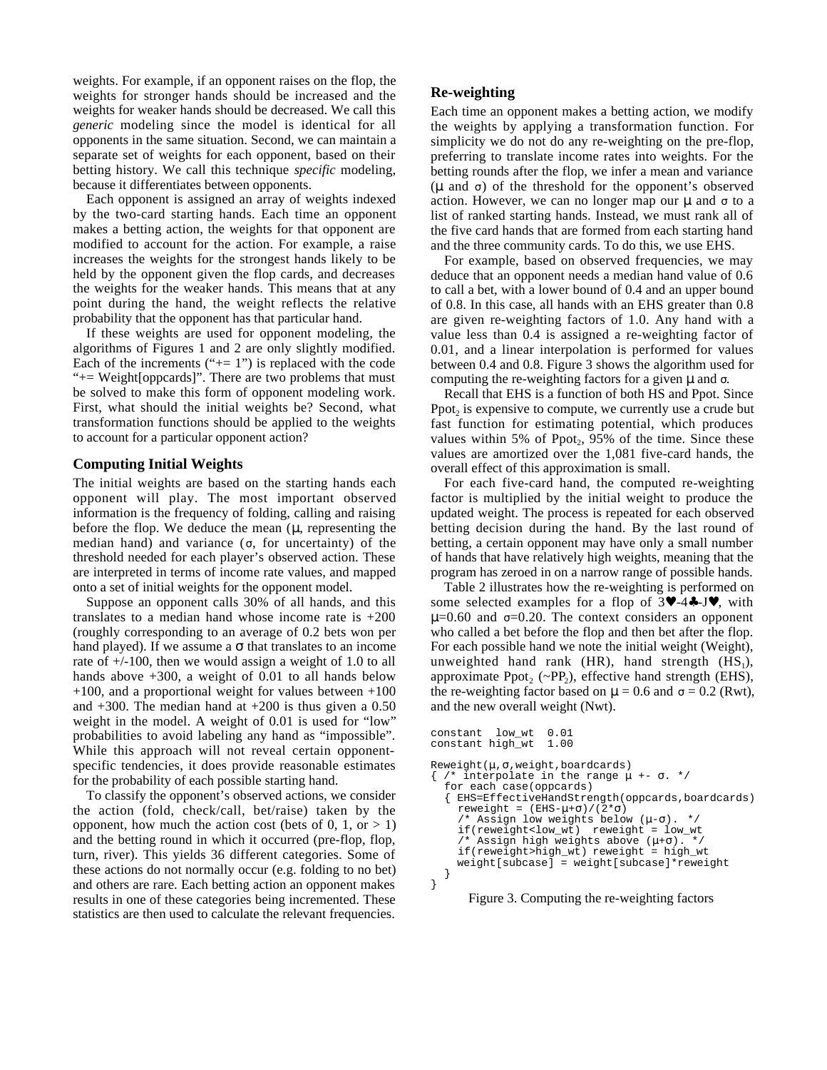weights. For example, if an opponent raises on the flop, the weights for stronger hands should be increased and the weights for weaker hands should be decreased. We call this *generic* modeling since the model is identical for all opponents in the same situation. Second, we can maintain a separate set of weights for each opponent, based on their betting history. We call this technique *specific* modeling, because it differentiates between opponents.

Each opponent is assigned an array of weights indexed by the two-card starting hands. Each time an opponent makes a betting action, the weights for that opponent are modified to account for the action. For example, a raise increases the weights for the strongest hands likely to be held by the opponent given the flop cards, and decreases the weights for the weaker hands. This means that at any point during the hand, the weight reflects the relative probability that the opponent has that particular hand.

If these weights are used for opponent modeling, the algorithms of Figures 1 and 2 are only slightly modified. Each of the increments ("+= 1") is replaced with the code "+= Weight[oppcards]". There are two problems that must be solved to make this form of opponent modeling work. First, what should the initial weights be? Second, what transformation functions should be applied to the weights to account for a particular opponent action?

### Computing Initial Weights

The initial weights are based on the starting hands each opponent will play. The most important observed information is the frequency of folding, calling and raising before the flop. We deduce the mean (μ, representing the median hand) and variance (σ, for uncertainty) of the threshold needed for each player's observed action. These are interpreted in terms of income rate values, and mapped onto a set of initial weights for the opponent model.

Suppose an opponent calls 30% of all hands, and this translates to a median hand whose income rate is +200 (roughly corresponding to an average of 0.2 bets won per hand played). If we assume a σ that translates to an income rate of +/-100, then we would assign a weight of 1.0 to all hands above +300, a weight of 0.01 to all hands below +100, and a proportional weight for values between +100 and +300. The median hand at +200 is thus given a 0.50 weight in the model. A weight of 0.01 is used for "low" probabilities to avoid labeling any hand as "impossible". While this approach will not reveal certain opponent-specific tendencies, it does provide reasonable estimates for the probability of each possible starting hand.

To classify the opponent's observed actions, we consider the action (fold, check/call, bet/raise) taken by the opponent, how much the action cost (bets of 0, 1, or > 1) and the betting round in which it occurred (pre-flop, flop, turn, river). This yields 36 different categories. Some of these actions do not normally occur (e.g. folding to no bet) and others are rare. Each betting action an opponent makes results in one of these categories being incremented. These statistics are then used to calculate the relevant frequencies.

### Re-weighting

Each time an opponent makes a betting action, we modify the weights by applying a transformation function. For simplicity we do not do any re-weighting on the pre-flop, preferring to translate income rates into weights. For the betting rounds after the flop, we infer a mean and variance (μ and σ) of the threshold for the opponent's observed action. However, we can no longer map our μ and σ to a list of ranked starting hands. Instead, we must rank all of the five card hands that are formed from each starting hand and the three community cards. To do this, we use EHS.

For example, based on observed frequencies, we may deduce that an opponent needs a median hand value of 0.6 to call a bet, with a lower bound of 0.4 and an upper bound of 0.8. In this case, all hands with an EHS greater than 0.8 are given re-weighting factors of 1.0. Any hand with a value less than 0.4 is assigned a re-weighting factor of 0.01, and a linear interpolation is performed for values between 0.4 and 0.8. Figure 3 shows the algorithm used for computing the re-weighting factors for a given μ and σ.

Recall that EHS is a function of both HS and Ppot. Since $Ppot_2$ is expensive to compute, we currently use a crude but fast function for estimating potential, which produces values within 5% of $Ppot_2$, 95% of the time. Since these values are amortized over the 1,081 five-card hands, the overall effect of this approximation is small.

For each five-card hand, the computed re-weighting factor is multiplied by the initial weight to produce the updated weight. The process is repeated for each observed betting decision during the hand. By the last round of betting, a certain opponent may have only a small number of hands that have relatively high weights, meaning that the program has zeroed in on a narrow range of possible hands.

Table 2 illustrates how the re-weighting is performed on some selected examples for a flop of 3♥-4♣-J♥, with μ=0.60 and σ=0.20. The context considers an opponent who called a bet before the flop and then bet after the flop. For each possible hand we note the initial weight (Weight), unweighted hand rank (HR), hand strength ($HS_1$), approximate $Ppot_2$ ($\sim PP_2$), effective hand strength (EHS), the re-weighting factor based on μ = 0.6 and σ = 0.2 (Rwt), and the new overall weight (Nwt).

```
constant  low_wt  0.01
constant high_wt  1.00

Reweight(μ,σ,weight,boardcards)
{ /* interpolate in the range μ +- σ. */
  for each case(oppcards)
  { EHS=EffectiveHandStrength(oppcards,boardcards)
    reweight = (EHS-μ+σ)/(2*σ)
    /* Assign low weights below (μ-σ). */
    if(reweight<low_wt)  reweight = low_wt
    /* Assign high weights above (μ+σ). */
    if(reweight>high_wt) reweight = high_wt
    weight[subcase] = weight[subcase]*reweight
  }
}
```

Figure 3. Computing the re-weighting factors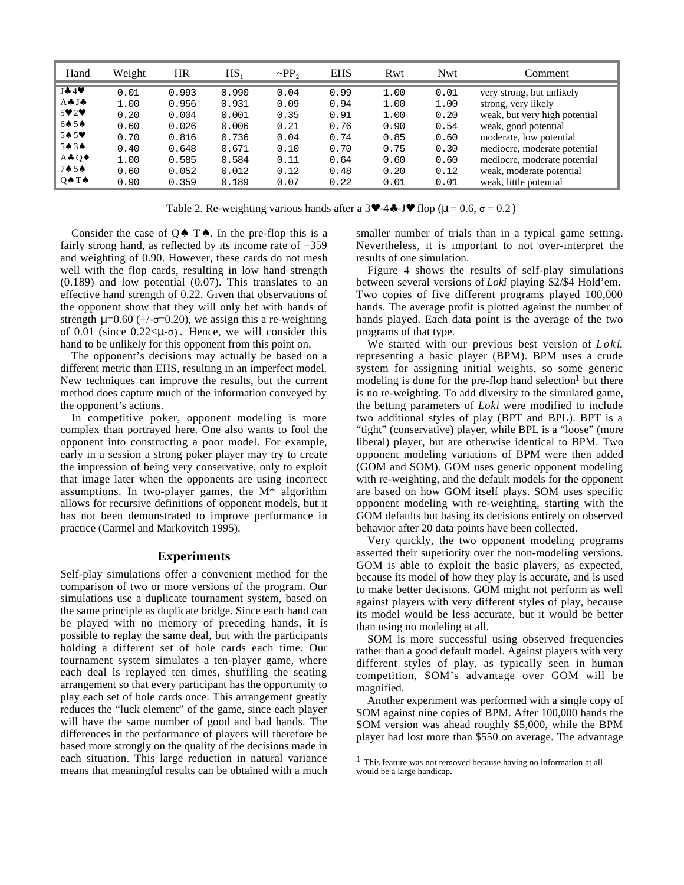| Hand | Weight | HR | $HS_1$ | $\sim PP_2$ | EHS | Rwt | Nwt | Comment |
|---|---|---|---|---|---|---|---|---|
| J♣ 4♥ | 0.01 | 0.993 | 0.990 | 0.04 | 0.99 | 1.00 | 0.01 | very strong, but unlikely |
| A♣ J♣ | 1.00 | 0.956 | 0.931 | 0.09 | 0.94 | 1.00 | 1.00 | strong, very likely |
| 5♥ 2♥ | 0.20 | 0.004 | 0.001 | 0.35 | 0.91 | 1.00 | 0.20 | weak, but very high potential |
| 6♠ 5♠ | 0.60 | 0.026 | 0.006 | 0.21 | 0.76 | 0.90 | 0.54 | weak, good potential |
| 5♠ 5♥ | 0.70 | 0.816 | 0.736 | 0.04 | 0.74 | 0.85 | 0.60 | moderate, low potential |
| 5♠ 3♠ | 0.40 | 0.648 | 0.671 | 0.10 | 0.70 | 0.75 | 0.30 | mediocre, moderate potential |
| A♣ Q♦ | 1.00 | 0.585 | 0.584 | 0.11 | 0.64 | 0.60 | 0.60 | mediocre, moderate potential |
| 7♠ 5♠ | 0.60 | 0.052 | 0.012 | 0.12 | 0.48 | 0.20 | 0.12 | weak, moderate potential |
| Q♠ T♠ | 0.90 | 0.359 | 0.189 | 0.07 | 0.22 | 0.01 | 0.01 | weak, little potential |

Table 2. Re-weighting various hands after a 3♥-4♣-J♥ flop ($\mu = 0.6$, $\sigma = 0.2$)

Consider the case of Q♠ T♠. In the pre-flop this is a fairly strong hand, as reflected by its income rate of +359 and weighting of 0.90. However, these cards do not mesh well with the flop cards, resulting in low hand strength (0.189) and low potential (0.07). This translates to an effective hand strength of 0.22. Given that observations of the opponent show that they will only bet with hands of strength $\mu$=0.60 (+/-$\sigma$=0.20), we assign this a re-weighting of 0.01 (since $0.22<\mu-\sigma$). Hence, we will consider this hand to be unlikely for this opponent from this point on.

The opponent's decisions may actually be based on a different metric than EHS, resulting in an imperfect model. New techniques can improve the results, but the current method does capture much of the information conveyed by the opponent's actions.

In competitive poker, opponent modeling is more complex than portrayed here. One also wants to fool the opponent into constructing a poor model. For example, early in a session a strong poker player may try to create the impression of being very conservative, only to exploit that image later when the opponents are using incorrect assumptions. In two-player games, the M* algorithm allows for recursive definitions of opponent models, but it has not been demonstrated to improve performance in practice (Carmel and Markovitch 1995).

## Experiments

Self-play simulations offer a convenient method for the comparison of two or more versions of the program. Our simulations use a duplicate tournament system, based on the same principle as duplicate bridge. Since each hand can be played with no memory of preceding hands, it is possible to replay the same deal, but with the participants holding a different set of hole cards each time. Our tournament system simulates a ten-player game, where each deal is replayed ten times, shuffling the seating arrangement so that every participant has the opportunity to play each set of hole cards once. This arrangement greatly reduces the "luck element" of the game, since each player will have the same number of good and bad hands. The differences in the performance of players will therefore be based more strongly on the quality of the decisions made in each situation. This large reduction in natural variance means that meaningful results can be obtained with a much smaller number of trials than in a typical game setting. Nevertheless, it is important to not over-interpret the results of one simulation.

Figure 4 shows the results of self-play simulations between several versions of *Loki* playing \$2/\$4 Hold'em. Two copies of five different programs played 100,000 hands. The average profit is plotted against the number of hands played. Each data point is the average of the two programs of that type.

We started with our previous best version of *Loki*, representing a basic player (BPM). BPM uses a crude system for assigning initial weights, so some generic modeling is done for the pre-flop hand selection[1] but there is no re-weighting. To add diversity to the simulated game, the betting parameters of *Loki* were modified to include two additional styles of play (BPT and BPL). BPT is a "tight" (conservative) player, while BPL is a "loose" (more liberal) player, but are otherwise identical to BPM. Two opponent modeling variations of BPM were then added (GOM and SOM). GOM uses generic opponent modeling with re-weighting, and the default models for the opponent are based on how GOM itself plays. SOM uses specific opponent modeling with re-weighting, starting with the GOM defaults but basing its decisions entirely on observed behavior after 20 data points have been collected.

Very quickly, the two opponent modeling programs asserted their superiority over the non-modeling versions. GOM is able to exploit the basic players, as expected, because its model of how they play is accurate, and is used to make better decisions. GOM might not perform as well against players with very different styles of play, because its model would be less accurate, but it would be better than using no modeling at all.

SOM is more successful using observed frequencies rather than a good default model. Against players with very different styles of play, as typically seen in human competition, SOM's advantage over GOM will be magnified.

Another experiment was performed with a single copy of SOM against nine copies of BPM. After 100,000 hands the SOM version was ahead roughly \$5,000, while the BPM player had lost more than \$550 on average. The advantage

[1] This feature was not removed because having no information at all would be a large handicap.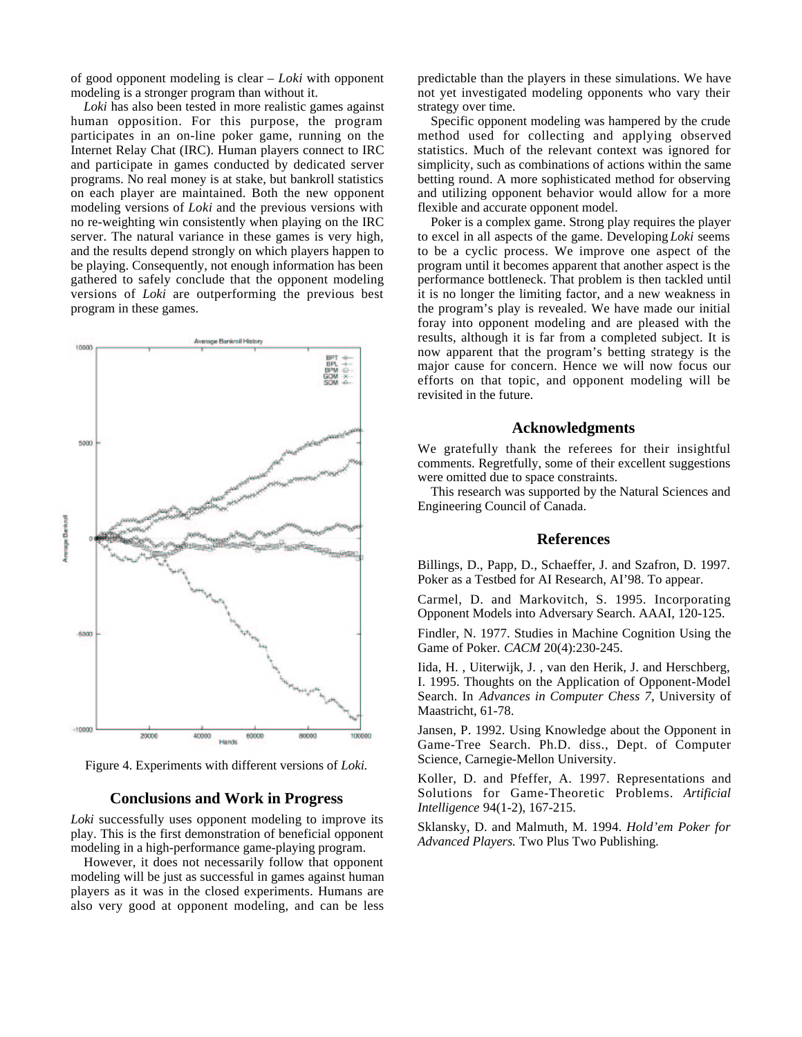of good opponent modeling is clear – *Loki* with opponent modeling is a stronger program than without it.

*Loki* has also been tested in more realistic games against human opposition. For this purpose, the program participates in an on-line poker game, running on the Internet Relay Chat (IRC). Human players connect to IRC and participate in games conducted by dedicated server programs. No real money is at stake, but bankroll statistics on each player are maintained. Both the new opponent modeling versions of *Loki* and the previous versions with no re-weighting win consistently when playing on the IRC server. The natural variance in these games is very high, and the results depend strongly on which players happen to be playing. Consequently, not enough information has been gathered to safely conclude that the opponent modeling versions of *Loki* are outperforming the previous best program in these games.

Average Bankroll History

BPT
BPL
BPM
GOM
SOM

Average Bankroll

10000
5000
0
-5000
-10000

Hands

20000
40000
60000
80000
100000

Figure 4. Experiments with different versions of *Loki*.

## Conclusions and Work in Progress

*Loki* successfully uses opponent modeling to improve its play. This is the first demonstration of beneficial opponent modeling in a high-performance game-playing program.

However, it does not necessarily follow that opponent modeling will be just as successful in games against human players as it was in the closed experiments. Humans are also very good at opponent modeling, and can be less predictable than the players in these simulations. We have not yet investigated modeling opponents who vary their strategy over time.

Specific opponent modeling was hampered by the crude method used for collecting and applying observed statistics. Much of the relevant context was ignored for simplicity, such as combinations of actions within the same betting round. A more sophisticated method for observing and utilizing opponent behavior would allow for a more flexible and accurate opponent model.

Poker is a complex game. Strong play requires the player to excel in all aspects of the game. Developing *Loki* seems to be a cyclic process. We improve one aspect of the program until it becomes apparent that another aspect is the performance bottleneck. That problem is then tackled until it is no longer the limiting factor, and a new weakness in the program's play is revealed. We have made our initial foray into opponent modeling and are pleased with the results, although it is far from a completed subject. It is now apparent that the program's betting strategy is the major cause for concern. Hence we will now focus our efforts on that topic, and opponent modeling will be revisited in the future.

## Acknowledgments

We gratefully thank the referees for their insightful comments. Regretfully, some of their excellent suggestions were omitted due to space constraints.

This research was supported by the Natural Sciences and Engineering Council of Canada.

## References

Billings, D., Papp, D., Schaeffer, J. and Szafron, D. 1997. Poker as a Testbed for AI Research, AI'98. To appear.

Carmel, D. and Markovitch, S. 1995. Incorporating Opponent Models into Adversary Search. AAAI, 120-125.

Findler, N. 1977. Studies in Machine Cognition Using the Game of Poker. *CACM* 20(4):230-245.

Iida, H. , Uiterwijk, J. , van den Herik, J. and Herschberg, I. 1995. Thoughts on the Application of Opponent-Model Search. In *Advances in Computer Chess 7*, University of Maastricht, 61-78.

Jansen, P. 1992. Using Knowledge about the Opponent in Game-Tree Search. Ph.D. diss., Dept. of Computer Science, Carnegie-Mellon University.

Koller, D. and Pfeffer, A. 1997. Representations and Solutions for Game-Theoretic Problems. *Artificial Intelligence* 94(1-2), 167-215.

Sklansky, D. and Malmuth, M. 1994. *Hold'em Poker for Advanced Players.* Two Plus Two Publishing.